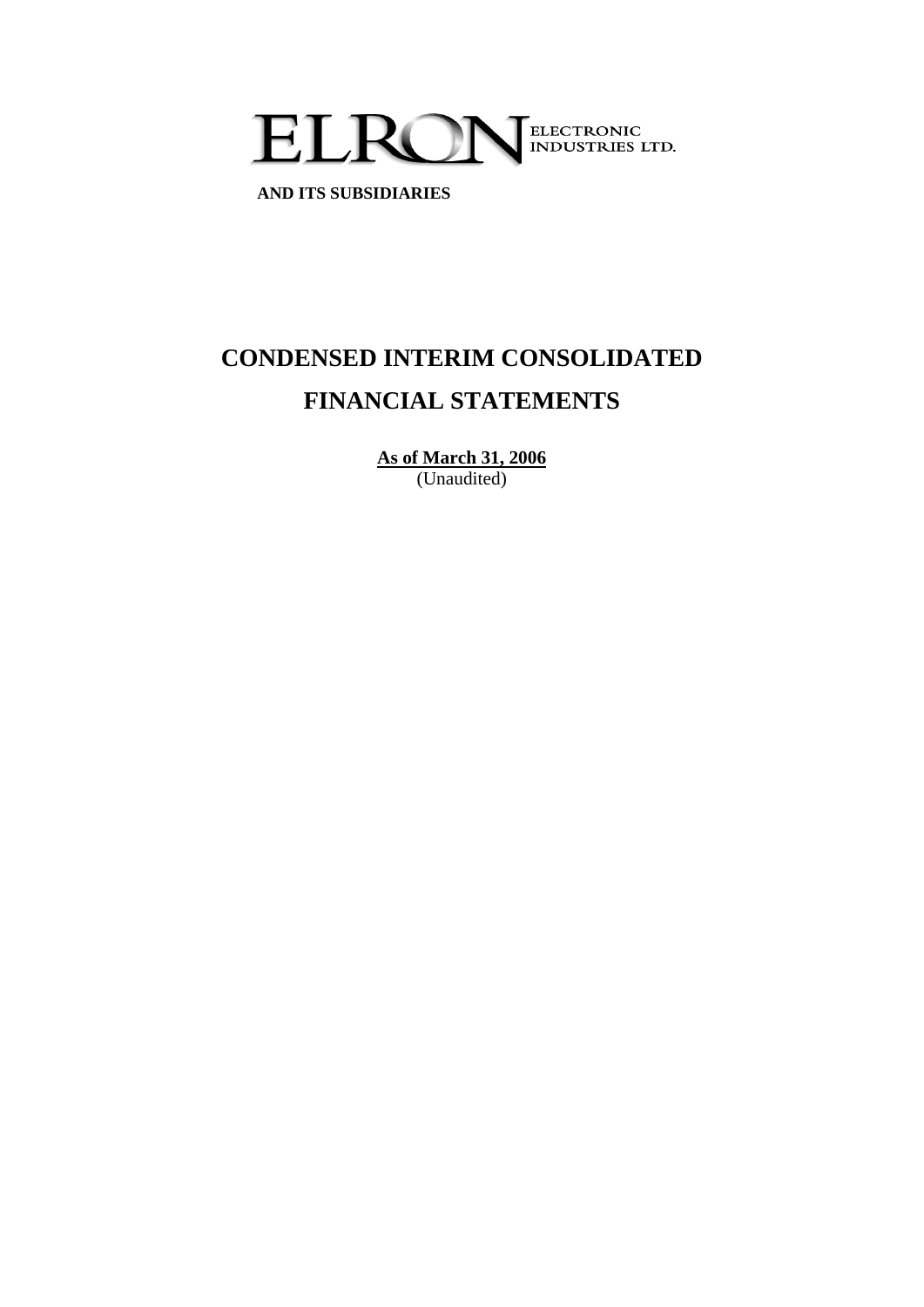# ELRON ELECTRONIC INDUSTRIES LTD.

**AND ITS SUBSIDIARIES**

# CONDENSED INTERIM CONSOLIDATED FINANCIAL STATEMENTS

**As of March 31, 2006**

(Unaudited)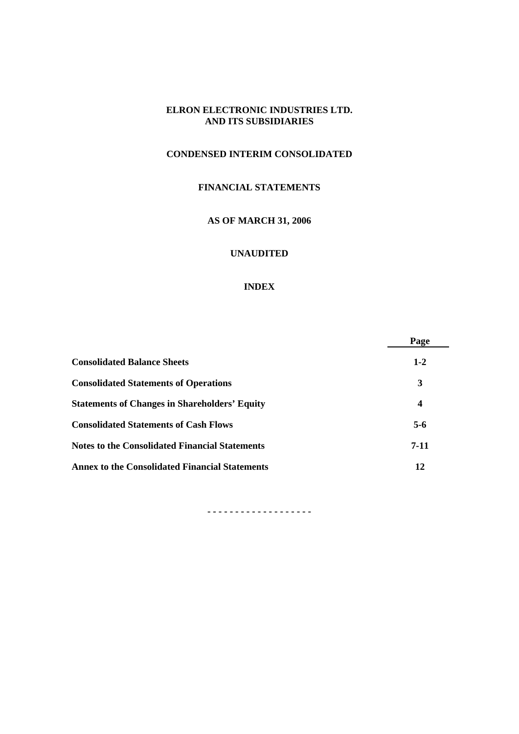**ELRON ELECTRONIC INDUSTRIES LTD.**
**AND ITS SUBSIDIARIES**

**CONDENSED INTERIM CONSOLIDATED**

**FINANCIAL STATEMENTS**

**AS OF MARCH 31, 2006**

**UNAUDITED**

**INDEX**

| | Page |
|---|---|
| **Consolidated Balance Sheets** | **1-2** |
| **Consolidated Statements of Operations** | **3** |
| **Statements of Changes in Shareholders' Equity** | **4** |
| **Consolidated Statements of Cash Flows** | **5-6** |
| **Notes to the Consolidated Financial Statements** | **7-11** |
| **Annex to the Consolidated Financial Statements** | **12** |

- - - - - - - - - - - - - - - - - -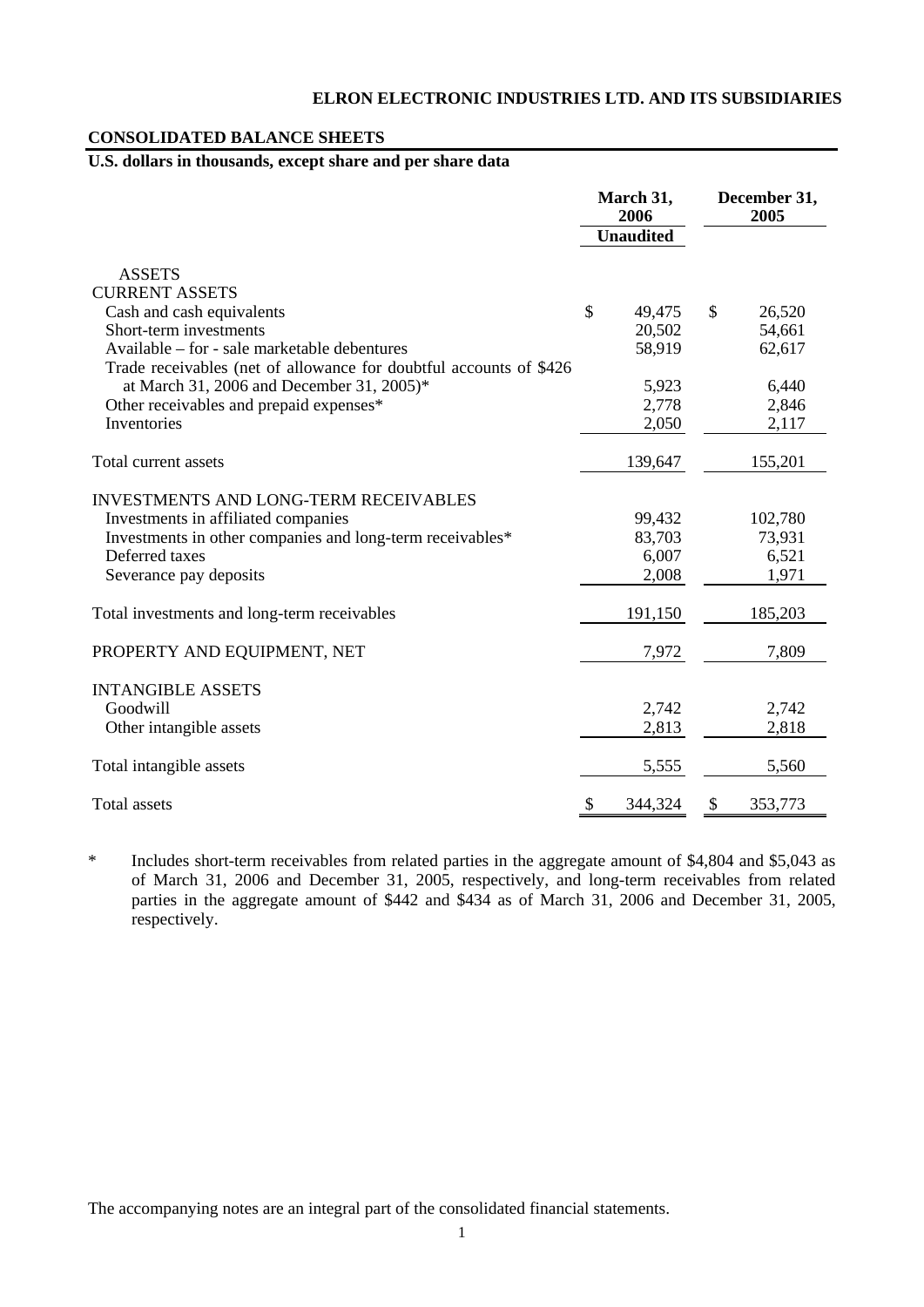**ELRON ELECTRONIC INDUSTRIES LTD. AND ITS SUBSIDIARIES**

**CONSOLIDATED BALANCE SHEETS**

**U.S. dollars in thousands, except share and per share data**

| | March 31, 2006 | December 31, 2005 |
|---|---|---|
| | **Unaudited** | |
| **ASSETS** | | |
| **CURRENT ASSETS** | | |
| Cash and cash equivalents | $ 49,475 | $ 26,520 |
| Short-term investments | 20,502 | 54,661 |
| Available – for - sale marketable debentures | 58,919 | 62,617 |
| Trade receivables (net of allowance for doubtful accounts of $426 at March 31, 2006 and December 31, 2005)* | 5,923 | 6,440 |
| Other receivables and prepaid expenses* | 2,778 | 2,846 |
| Inventories | 2,050 | 2,117 |
| Total current assets | 139,647 | 155,201 |
| **INVESTMENTS AND LONG-TERM RECEIVABLES** | | |
| Investments in affiliated companies | 99,432 | 102,780 |
| Investments in other companies and long-term receivables* | 83,703 | 73,931 |
| Deferred taxes | 6,007 | 6,521 |
| Severance pay deposits | 2,008 | 1,971 |
| Total investments and long-term receivables | 191,150 | 185,203 |
| PROPERTY AND EQUIPMENT, NET | 7,972 | 7,809 |
| **INTANGIBLE ASSETS** | | |
| Goodwill | 2,742 | 2,742 |
| Other intangible assets | 2,813 | 2,818 |
| Total intangible assets | 5,555 | 5,560 |
| Total assets | $ 344,324 | $ 353,773 |

\* Includes short-term receivables from related parties in the aggregate amount of $4,804 and $5,043 as of March 31, 2006 and December 31, 2005, respectively, and long-term receivables from related parties in the aggregate amount of $442 and $434 as of March 31, 2006 and December 31, 2005, respectively.

The accompanying notes are an integral part of the consolidated financial statements.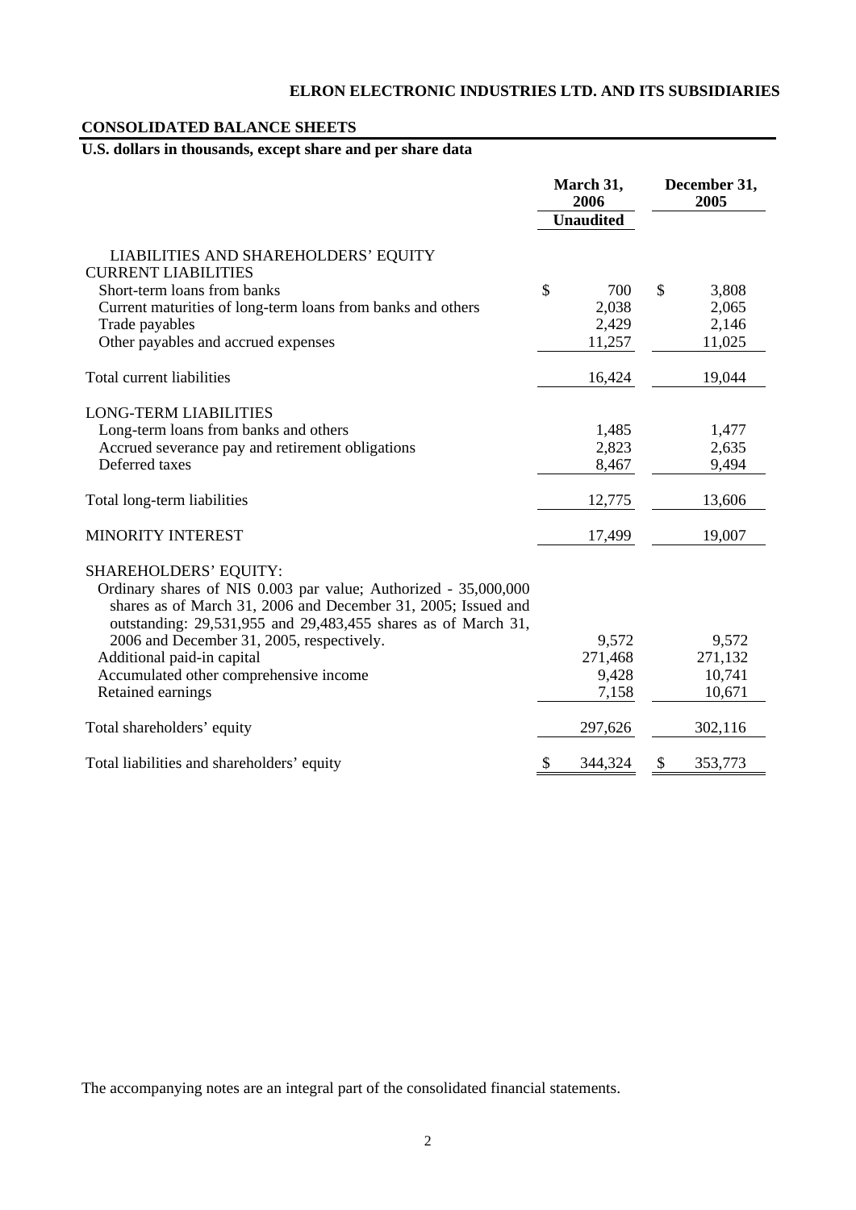## ELRON ELECTRONIC INDUSTRIES LTD. AND ITS SUBSIDIARIES

### CONSOLIDATED BALANCE SHEETS

**U.S. dollars in thousands, except share and per share data**

| | March 31, 2006 | December 31, 2005 |
|---|---|---|
| | **Unaudited** | |
| LIABILITIES AND SHAREHOLDERS' EQUITY | | |
| CURRENT LIABILITIES | | |
| Short-term loans from banks | $ 700 | $ 3,808 |
| Current maturities of long-term loans from banks and others | 2,038 | 2,065 |
| Trade payables | 2,429 | 2,146 |
| Other payables and accrued expenses | 11,257 | 11,025 |
| Total current liabilities | 16,424 | 19,044 |
| LONG-TERM LIABILITIES | | |
| Long-term loans from banks and others | 1,485 | 1,477 |
| Accrued severance pay and retirement obligations | 2,823 | 2,635 |
| Deferred taxes | 8,467 | 9,494 |
| Total long-term liabilities | 12,775 | 13,606 |
| MINORITY INTEREST | 17,499 | 19,007 |
| SHAREHOLDERS' EQUITY: | | |
| Ordinary shares of NIS 0.003 par value; Authorized - 35,000,000 shares as of March 31, 2006 and December 31, 2005; Issued and outstanding: 29,531,955 and 29,483,455 shares as of March 31, 2006 and December 31, 2005, respectively. | 9,572 | 9,572 |
| Additional paid-in capital | 271,468 | 271,132 |
| Accumulated other comprehensive income | 9,428 | 10,741 |
| Retained earnings | 7,158 | 10,671 |
| Total shareholders' equity | 297,626 | 302,116 |
| Total liabilities and shareholders' equity | $ 344,324 | $ 353,773 |

The accompanying notes are an integral part of the consolidated financial statements.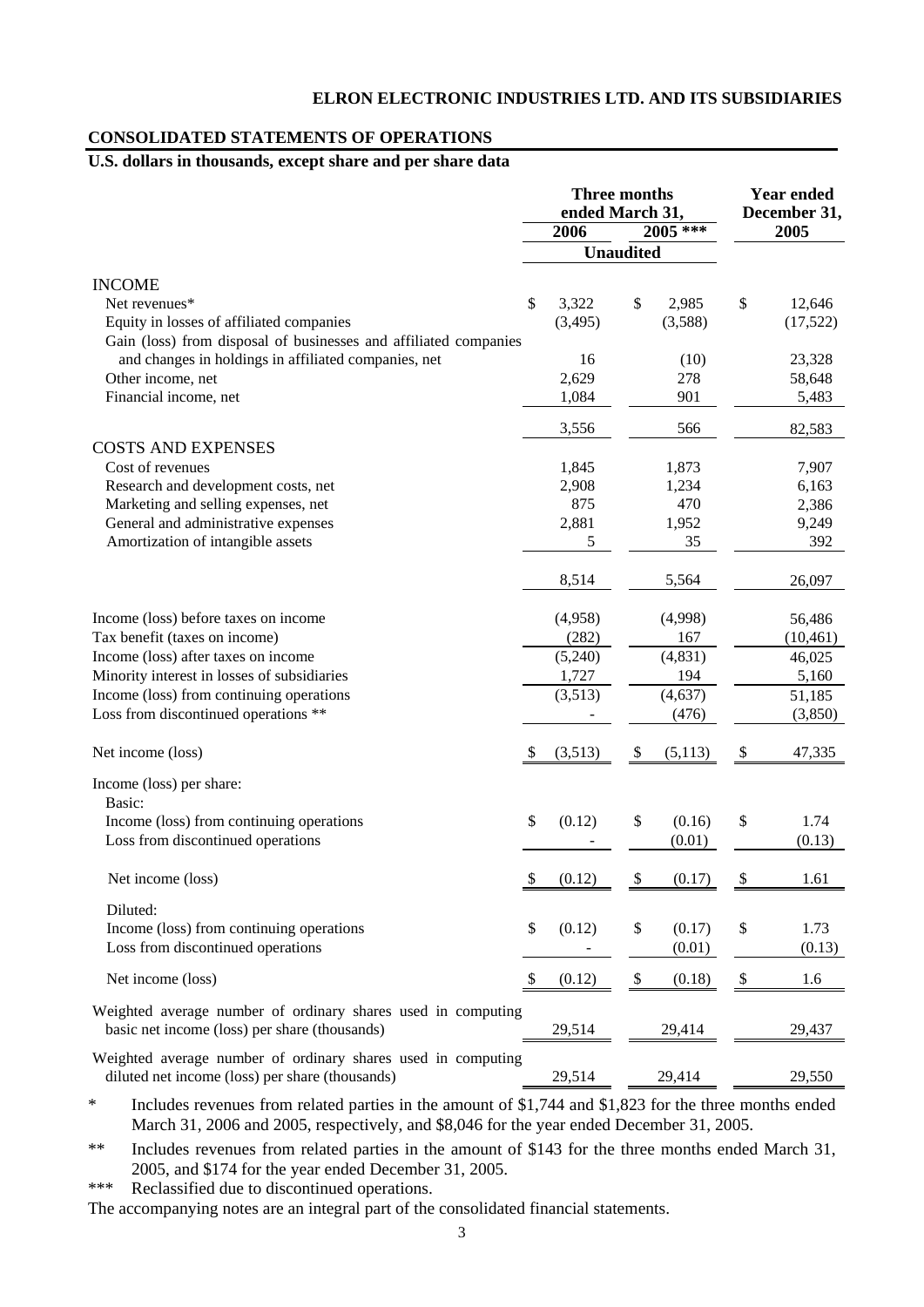**ELRON ELECTRONIC INDUSTRIES LTD. AND ITS SUBSIDIARIES**

**CONSOLIDATED STATEMENTS OF OPERATIONS**

**U.S. dollars in thousands, except share and per share data**

| | Three months ended March 31, 2006 | Three months ended March 31, 2005 *** | Year ended December 31, 2005 |
|---|---|---|---|
| | Unaudited | Unaudited | |
| **INCOME** | | | |
| Net revenues* | $ 3,322 | $ 2,985 | $ 12,646 |
| Equity in losses of affiliated companies | (3,495) | (3,588) | (17,522) |
| Gain (loss) from disposal of businesses and affiliated companies and changes in holdings in affiliated companies, net | 16 | (10) | 23,328 |
| Other income, net | 2,629 | 278 | 58,648 |
| Financial income, net | 1,084 | 901 | 5,483 |
| | 3,556 | 566 | 82,583 |
| **COSTS AND EXPENSES** | | | |
| Cost of revenues | 1,845 | 1,873 | 7,907 |
| Research and development costs, net | 2,908 | 1,234 | 6,163 |
| Marketing and selling expenses, net | 875 | 470 | 2,386 |
| General and administrative expenses | 2,881 | 1,952 | 9,249 |
| Amortization of intangible assets | 5 | 35 | 392 |
| | 8,514 | 5,564 | 26,097 |
| Income (loss) before taxes on income | (4,958) | (4,998) | 56,486 |
| Tax benefit (taxes on income) | (282) | 167 | (10,461) |
| Income (loss) after taxes on income | (5,240) | (4,831) | 46,025 |
| Minority interest in losses of subsidiaries | 1,727 | 194 | 5,160 |
| Income (loss) from continuing operations | (3,513) | (4,637) | 51,185 |
| Loss from discontinued operations ** | - | (476) | (3,850) |
| Net income (loss) | $ (3,513) | $ (5,113) | $ 47,335 |
| Income (loss) per share: | | | |
| Basic: | | | |
| Income (loss) from continuing operations | $ (0.12) | $ (0.16) | $ 1.74 |
| Loss from discontinued operations | - | (0.01) | (0.13) |
| Net income (loss) | $ (0.12) | $ (0.17) | $ 1.61 |
| Diluted: | | | |
| Income (loss) from continuing operations | $ (0.12) | $ (0.17) | $ 1.73 |
| Loss from discontinued operations | - | (0.01) | (0.13) |
| Net income (loss) | $ (0.12) | $ (0.18) | $ 1.6 |
| Weighted average number of ordinary shares used in computing basic net income (loss) per share (thousands) | 29,514 | 29,414 | 29,437 |
| Weighted average number of ordinary shares used in computing diluted net income (loss) per share (thousands) | 29,514 | 29,414 | 29,550 |

\* Includes revenues from related parties in the amount of $1,744 and $1,823 for the three months ended March 31, 2006 and 2005, respectively, and $8,046 for the year ended December 31, 2005.

\** Includes revenues from related parties in the amount of $143 for the three months ended March 31, 2005, and $174 for the year ended December 31, 2005.

\*** Reclassified due to discontinued operations.

The accompanying notes are an integral part of the consolidated financial statements.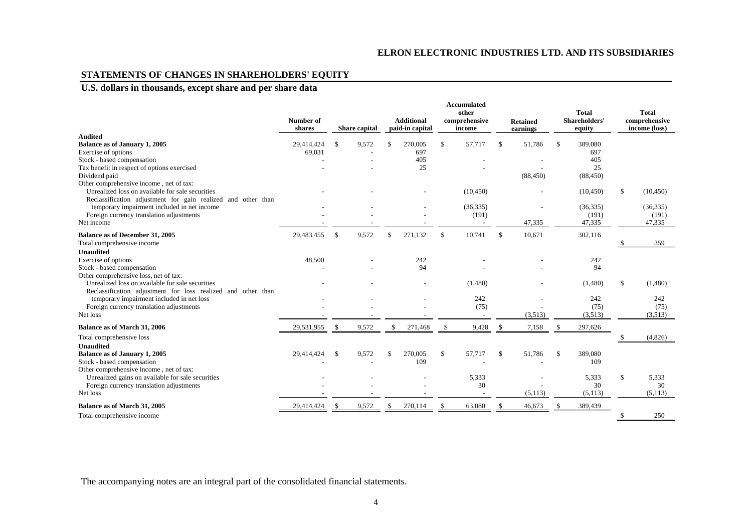**ELRON ELECTRONIC INDUSTRIES LTD. AND ITS SUBSIDIARIES**

## STATEMENTS OF CHANGES IN SHAREHOLDERS' EQUITY

### U.S. dollars in thousands, except share and per share data

| | Number of shares | Share capital | Additional paid-in capital | Accumulated other comprehensive income | Retained earnings | Total Shareholders' equity | Total comprehensive income (loss) |
|---|---|---|---|---|---|---|---|
| **Audited** | | | | | | | |
| **Balance as of January 1, 2005** | 29,414,424 | $ 9,572 | $ 270,005 | $ 57,717 | $ 51,786 | $ 389,080 | |
| Exercise of options | 69,031 | - | 697 | | | 697 | |
| Stock - based compensation | - | - | 405 | - | - | 405 | |
| Tax benefit in respect of options exercised | - | - | 25 | - | - | 25 | |
| Dividend paid | | | | | (88,450) | (88,450) | |
| Other comprehensive income , net of tax: | | | | | | | |
| Unrealized loss on available for sale securities | - | - | - | (10,450) | - | (10,450) | $ (10,450) |
| Reclassification adjustment for gain realized and other than temporary impairment included in net income | - | - | - | (36,335) | - | (36,335) | (36,335) |
| Foreign currency translation adjustments | - | - | - | (191) | | (191) | (191) |
| Net income | - | - | - | - | 47,335 | 47,335 | 47,335 |
| **Balance as of December 31, 2005** | 29,483,455 | $ 9,572 | $ 271,132 | $ 10,741 | $ 10,671 | 302,116 | |
| Total comprehensive income | | | | | | | $ 359 |
| **Unaudited** | | | | | | | |
| Exercise of options | 48,500 | - | 242 | - | - | 242 | |
| Stock - based compensation | - | - | 94 | - | - | 94 | |
| Other comprehensive loss, net of tax: | | | | | | | |
| Unrealized loss on available for sale securities | - | - | - | (1,480) | - | (1,480) | $ (1,480) |
| Reclassification adjustment for loss realized and other than temporary impairment included in net loss | - | - | - | 242 | - | 242 | 242 |
| Foreign currency translation adjustments | - | - | - | (75) | - | (75) | (75) |
| Net loss | - | - | - | - | (3,513) | (3,513) | (3,513) |
| **Balance as of March 31, 2006** | 29,531,955 | $ 9,572 | $ 271,468 | $ 9,428 | $ 7,158 | $ 297,626 | |
| Total comprehensive loss | | | | | | | $ (4,826) |
| **Unaudited** | | | | | | | |
| **Balance as of January 1, 2005** | 29,414,424 | $ 9,572 | $ 270,005 | $ 57,717 | $ 51,786 | $ 389,080 | |
| Stock - based compensation | - | - | 109 | - | - | 109 | |
| Other comprehensive income , net of tax: | | | | | | | |
| Unrealized gains on available for sale securities | - | - | - | 5,333 | - | 5,333 | $ 5,333 |
| Foreign currency translation adjustments | - | - | - | 30 | - | 30 | 30 |
| Net loss | - | - | - | - | (5,113) | (5,113) | (5,113) |
| **Balance as of March 31, 2005** | 29,414,424 | $ 9,572 | $ 270,114 | $ 63,080 | $ 46,673 | $ 389,439 | |
| Total comprehensive income | | | | | | | $ 250 |

The accompanying notes are an integral part of the consolidated financial statements.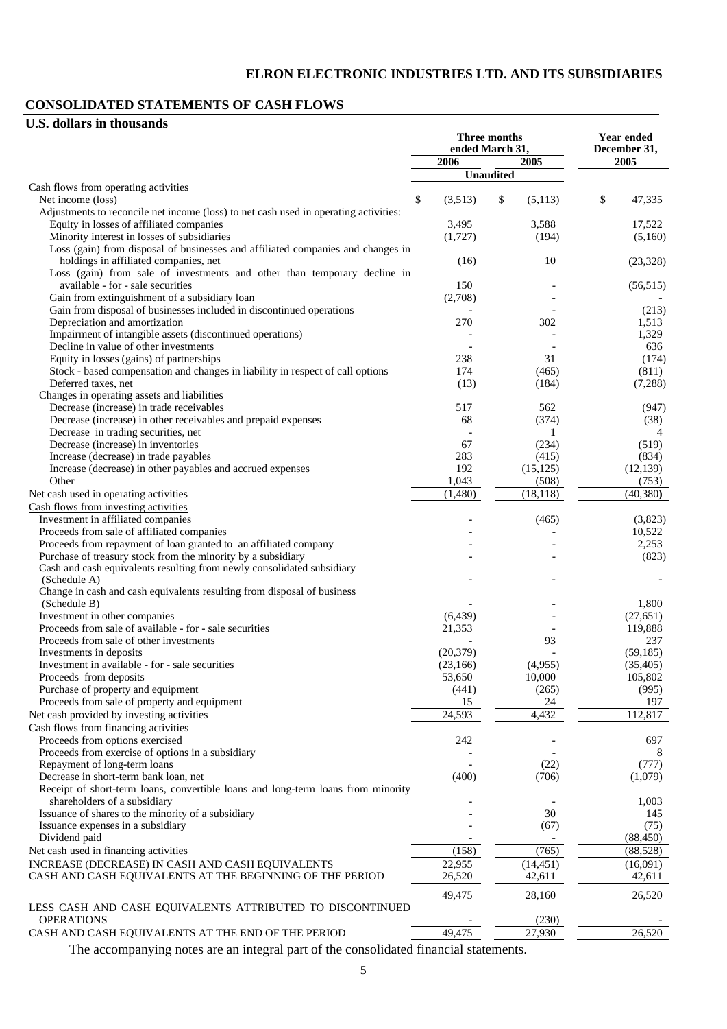**ELRON ELECTRONIC INDUSTRIES LTD. AND ITS SUBSIDIARIES**

## CONSOLIDATED STATEMENTS OF CASH FLOWS

**U.S. dollars in thousands**

| | Three months ended March 31, 2006 | Three months ended March 31, 2005 | Year ended December 31, 2005 |
|---|---|---|---|
| | Unaudited | Unaudited | |
| Cash flows from operating activities | | | |
| Net income (loss) | $ (3,513) | $ (5,113) | $ 47,335 |
| Adjustments to reconcile net income (loss) to net cash used in operating activities: | | | |
| Equity in losses of affiliated companies | 3,495 | 3,588 | 17,522 |
| Minority interest in losses of subsidiaries | (1,727) | (194) | (5,160) |
| Loss (gain) from disposal of businesses and affiliated companies and changes in holdings in affiliated companies, net | (16) | 10 | (23,328) |
| Loss (gain) from sale of investments and other than temporary decline in available - for - sale securities | 150 | - | (56,515) |
| Gain from extinguishment of a subsidiary loan | (2,708) | - | - |
| Gain from disposal of businesses included in discontinued operations | - | - | (213) |
| Depreciation and amortization | 270 | 302 | 1,513 |
| Impairment of intangible assets (discontinued operations) | - | - | 1,329 |
| Decline in value of other investments | - | - | 636 |
| Equity in losses (gains) of partnerships | 238 | 31 | (174) |
| Stock - based compensation and changes in liability in respect of call options | 174 | (465) | (811) |
| Deferred taxes, net | (13) | (184) | (7,288) |
| Changes in operating assets and liabilities | | | |
| Decrease (increase) in trade receivables | 517 | 562 | (947) |
| Decrease (increase) in other receivables and prepaid expenses | 68 | (374) | (38) |
| Decrease in trading securities, net | - | 1 | 4 |
| Decrease (increase) in inventories | 67 | (234) | (519) |
| Increase (decrease) in trade payables | 283 | (415) | (834) |
| Increase (decrease) in other payables and accrued expenses | 192 | (15,125) | (12,139) |
| Other | 1,043 | (508) | (753) |
| Net cash used in operating activities | (1,480) | (18,118) | (40,380) |
| Cash flows from investing activities | | | |
| Investment in affiliated companies | - | (465) | (3,823) |
| Proceeds from sale of affiliated companies | - | - | 10,522 |
| Proceeds from repayment of loan granted to an affiliated company | - | - | 2,253 |
| Purchase of treasury stock from the minority by a subsidiary | - | - | (823) |
| Cash and cash equivalents resulting from newly consolidated subsidiary (Schedule A) | - | - | - |
| Change in cash and cash equivalents resulting from disposal of business (Schedule B) | - | - | 1,800 |
| Investment in other companies | (6,439) | - | (27,651) |
| Proceeds from sale of available - for - sale securities | 21,353 | - | 119,888 |
| Proceeds from sale of other investments | - | 93 | 237 |
| Investments in deposits | (20,379) | - | (59,185) |
| Investment in available - for - sale securities | (23,166) | (4,955) | (35,405) |
| Proceeds from deposits | 53,650 | 10,000 | 105,802 |
| Purchase of property and equipment | (441) | (265) | (995) |
| Proceeds from sale of property and equipment | 15 | 24 | 197 |
| Net cash provided by investing activities | 24,593 | 4,432 | 112,817 |
| Cash flows from financing activities | | | |
| Proceeds from options exercised | 242 | - | 697 |
| Proceeds from exercise of options in a subsidiary | - | - | 8 |
| Repayment of long-term loans | - | (22) | (777) |
| Decrease in short-term bank loan, net | (400) | (706) | (1,079) |
| Receipt of short-term loans, convertible loans and long-term loans from minority shareholders of a subsidiary | - | - | 1,003 |
| Issuance of shares to the minority of a subsidiary | - | 30 | 145 |
| Issuance expenses in a subsidiary | - | (67) | (75) |
| Dividend paid | - | - | (88,450) |
| Net cash used in financing activities | (158) | (765) | (88,528) |
| INCREASE (DECREASE) IN CASH AND CASH EQUIVALENTS | 22,955 | (14,451) | (16,091) |
| CASH AND CASH EQUIVALENTS AT THE BEGINNING OF THE PERIOD | 26,520 | 42,611 | 42,611 |
| | 49,475 | 28,160 | 26,520 |
| LESS CASH AND CASH EQUIVALENTS ATTRIBUTED TO DISCONTINUED OPERATIONS | - | (230) | - |
| CASH AND CASH EQUIVALENTS AT THE END OF THE PERIOD | 49,475 | 27,930 | 26,520 |

The accompanying notes are an integral part of the consolidated financial statements.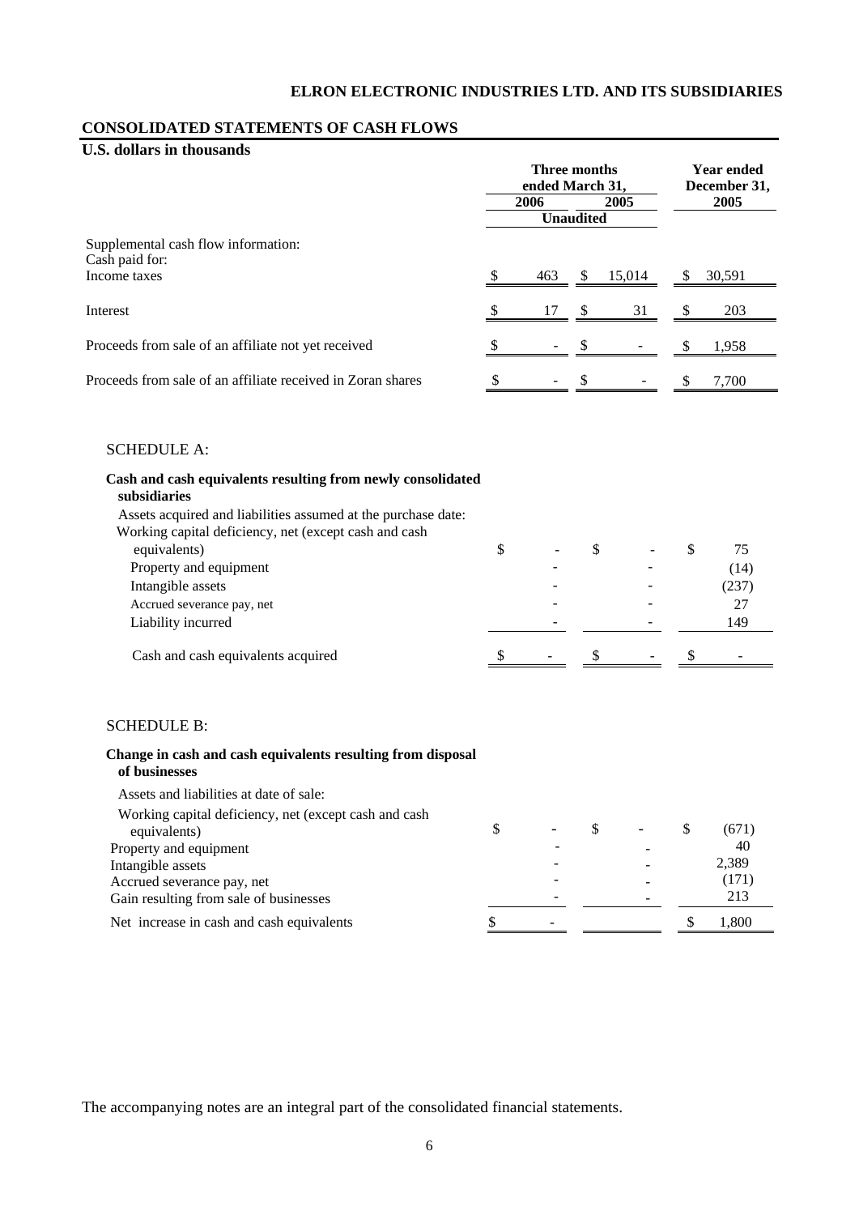## ELRON ELECTRONIC INDUSTRIES LTD. AND ITS SUBSIDIARIES

### CONSOLIDATED STATEMENTS OF CASH FLOWS

**U.S. dollars in thousands**

| | Three months ended March 31, 2006 | Three months ended March 31, 2005 | Year ended December 31, 2005 |
|---|---|---|---|
| | Unaudited | | |
| Supplemental cash flow information: | | | |
| Cash paid for: | | | |
| Income taxes | $ 463 | $ 15,014 | $ 30,591 |
| Interest | $ 17 | $ 31 | $ 203 |
| Proceeds from sale of an affiliate not yet received | $ - | $ - | $ 1,958 |
| Proceeds from sale of an affiliate received in Zoran shares | $ - | $ - | $ 7,700 |

SCHEDULE A:

| **Cash and cash equivalents resulting from newly consolidated subsidiaries** | Three months ended March 31, 2006 | Three months ended March 31, 2005 | Year ended December 31, 2005 |
|---|---|---|---|
| Assets acquired and liabilities assumed at the purchase date: | | | |
| Working capital deficiency, net (except cash and cash equivalents) | $ - | $ - | $ 75 |
| Property and equipment | - | - | (14) |
| Intangible assets | - | - | (237) |
| Accrued severance pay, net | - | - | 27 |
| Liability incurred | - | - | 149 |
| Cash and cash equivalents acquired | $ - | $ - | $ - |

SCHEDULE B:

| **Change in cash and cash equivalents resulting from disposal of businesses** | Three months ended March 31, 2006 | Three months ended March 31, 2005 | Year ended December 31, 2005 |
|---|---|---|---|
| Assets and liabilities at date of sale: | | | |
| Working capital deficiency, net (except cash and cash equivalents) | $ - | $ - | $ (671) |
| Property and equipment | - | - | 40 |
| Intangible assets | - | - | 2,389 |
| Accrued severance pay, net | - | - | (171) |
| Gain resulting from sale of businesses | - | - | 213 |
| Net increase in cash and cash equivalents | $ - | | $ 1,800 |

The accompanying notes are an integral part of the consolidated financial statements.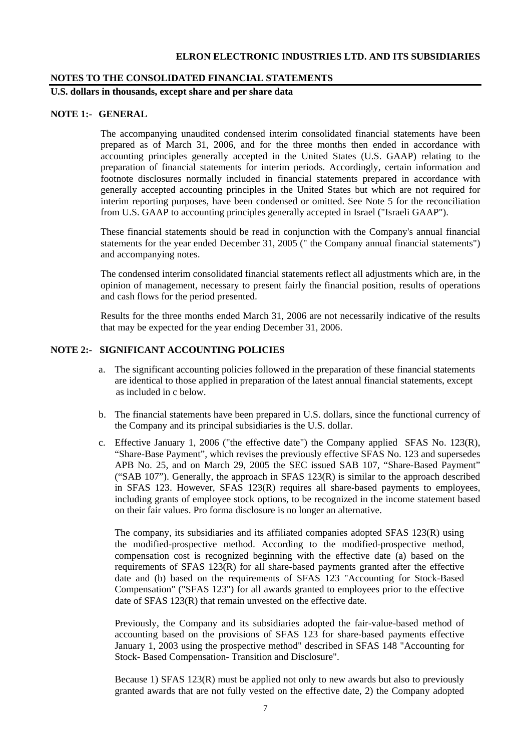## NOTES TO THE CONSOLIDATED FINANCIAL STATEMENTS

**U.S. dollars in thousands, except share and per share data**

### NOTE 1:- GENERAL

The accompanying unaudited condensed interim consolidated financial statements have been prepared as of March 31, 2006, and for the three months then ended in accordance with accounting principles generally accepted in the United States (U.S. GAAP) relating to the preparation of financial statements for interim periods. Accordingly, certain information and footnote disclosures normally included in financial statements prepared in accordance with generally accepted accounting principles in the United States but which are not required for interim reporting purposes, have been condensed or omitted. See Note 5 for the reconciliation from U.S. GAAP to accounting principles generally accepted in Israel ("Israeli GAAP").

These financial statements should be read in conjunction with the Company's annual financial statements for the year ended December 31, 2005 (" the Company annual financial statements") and accompanying notes.

The condensed interim consolidated financial statements reflect all adjustments which are, in the opinion of management, necessary to present fairly the financial position, results of operations and cash flows for the period presented.

Results for the three months ended March 31, 2006 are not necessarily indicative of the results that may be expected for the year ending December 31, 2006.

### NOTE 2:- SIGNIFICANT ACCOUNTING POLICIES

a. The significant accounting policies followed in the preparation of these financial statements are identical to those applied in preparation of the latest annual financial statements, except as included in c below.

b. The financial statements have been prepared in U.S. dollars, since the functional currency of the Company and its principal subsidiaries is the U.S. dollar.

c. Effective January 1, 2006 ("the effective date") the Company applied SFAS No. 123(R), "Share-Base Payment", which revises the previously effective SFAS No. 123 and supersedes APB No. 25, and on March 29, 2005 the SEC issued SAB 107, "Share-Based Payment" ("SAB 107"). Generally, the approach in SFAS 123(R) is similar to the approach described in SFAS 123. However, SFAS 123(R) requires all share-based payments to employees, including grants of employee stock options, to be recognized in the income statement based on their fair values. Pro forma disclosure is no longer an alternative.

The company, its subsidiaries and its affiliated companies adopted SFAS 123(R) using the modified-prospective method. According to the modified-prospective method, compensation cost is recognized beginning with the effective date (a) based on the requirements of SFAS 123(R) for all share-based payments granted after the effective date and (b) based on the requirements of SFAS 123 "Accounting for Stock-Based Compensation" ("SFAS 123") for all awards granted to employees prior to the effective date of SFAS 123(R) that remain unvested on the effective date.

Previously, the Company and its subsidiaries adopted the fair-value-based method of accounting based on the provisions of SFAS 123 for share-based payments effective January 1, 2003 using the prospective method" described in SFAS 148 "Accounting for Stock- Based Compensation- Transition and Disclosure".

Because 1) SFAS 123(R) must be applied not only to new awards but also to previously granted awards that are not fully vested on the effective date, 2) the Company adopted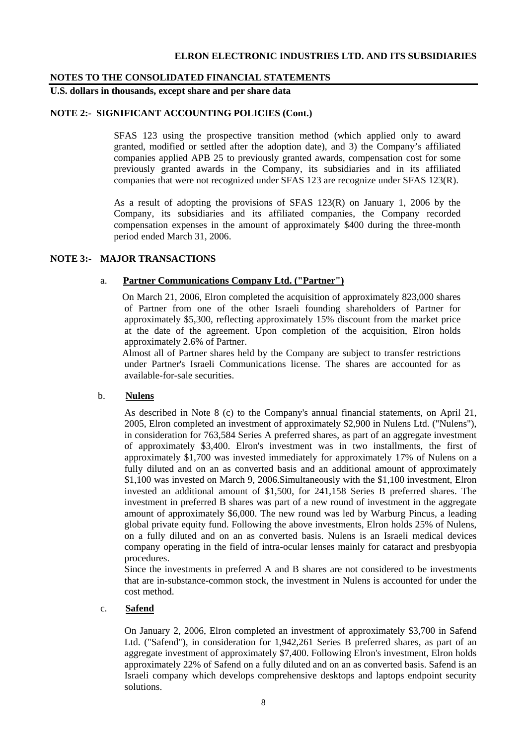ELRON ELECTRONIC INDUSTRIES LTD. AND ITS SUBSIDIARIES

**NOTES TO THE CONSOLIDATED FINANCIAL STATEMENTS**

**U.S. dollars in thousands, except share and per share data**

**NOTE 2:- SIGNIFICANT ACCOUNTING POLICIES (Cont.)**

SFAS 123 using the prospective transition method (which applied only to award granted, modified or settled after the adoption date), and 3) the Company's affiliated companies applied APB 25 to previously granted awards, compensation cost for some previously granted awards in the Company, its subsidiaries and in its affiliated companies that were not recognized under SFAS 123 are recognize under SFAS 123(R).

As a result of adopting the provisions of SFAS 123(R) on January 1, 2006 by the Company, its subsidiaries and its affiliated companies, the Company recorded compensation expenses in the amount of approximately $400 during the three-month period ended March 31, 2006.

**NOTE 3:- MAJOR TRANSACTIONS**

a. **Partner Communications Company Ltd. ("Partner")**

On March 21, 2006, Elron completed the acquisition of approximately 823,000 shares of Partner from one of the other Israeli founding shareholders of Partner for approximately $5,300, reflecting approximately 15% discount from the market price at the date of the agreement. Upon completion of the acquisition, Elron holds approximately 2.6% of Partner.

Almost all of Partner shares held by the Company are subject to transfer restrictions under Partner's Israeli Communications license. The shares are accounted for as available-for-sale securities.

b. **Nulens**

As described in Note 8 (c) to the Company's annual financial statements, on April 21, 2005, Elron completed an investment of approximately $2,900 in Nulens Ltd. ("Nulens"), in consideration for 763,584 Series A preferred shares, as part of an aggregate investment of approximately $3,400. Elron's investment was in two installments, the first of approximately $1,700 was invested immediately for approximately 17% of Nulens on a fully diluted and on an as converted basis and an additional amount of approximately $1,100 was invested on March 9, 2006.Simultaneously with the $1,100 investment, Elron invested an additional amount of $1,500, for 241,158 Series B preferred shares. The investment in preferred B shares was part of a new round of investment in the aggregate amount of approximately $6,000. The new round was led by Warburg Pincus, a leading global private equity fund. Following the above investments, Elron holds 25% of Nulens, on a fully diluted and on an as converted basis. Nulens is an Israeli medical devices company operating in the field of intra-ocular lenses mainly for cataract and presbyopia procedures.

Since the investments in preferred A and B shares are not considered to be investments that are in-substance-common stock, the investment in Nulens is accounted for under the cost method.

c. **Safend**

On January 2, 2006, Elron completed an investment of approximately $3,700 in Safend Ltd. ("Safend"), in consideration for 1,942,261 Series B preferred shares, as part of an aggregate investment of approximately $7,400. Following Elron's investment, Elron holds approximately 22% of Safend on a fully diluted and on an as converted basis. Safend is an Israeli company which develops comprehensive desktops and laptops endpoint security solutions.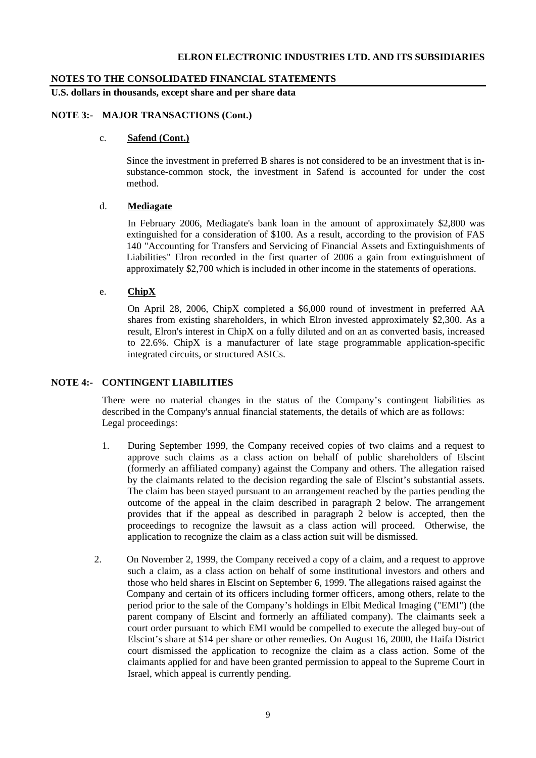## NOTES TO THE CONSOLIDATED FINANCIAL STATEMENTS

**U.S. dollars in thousands, except share and per share data**

### NOTE 3:- MAJOR TRANSACTIONS (Cont.)

c. **Safend (Cont.)**

Since the investment in preferred B shares is not considered to be an investment that is in-substance-common stock, the investment in Safend is accounted for under the cost method.

d. **Mediagate**

In February 2006, Mediagate's bank loan in the amount of approximately $2,800 was extinguished for a consideration of $100. As a result, according to the provision of FAS 140 "Accounting for Transfers and Servicing of Financial Assets and Extinguishments of Liabilities" Elron recorded in the first quarter of 2006 a gain from extinguishment of approximately $2,700 which is included in other income in the statements of operations.

e. **ChipX**

On April 28, 2006, ChipX completed a $6,000 round of investment in preferred AA shares from existing shareholders, in which Elron invested approximately $2,300. As a result, Elron's interest in ChipX on a fully diluted and on an as converted basis, increased to 22.6%. ChipX is a manufacturer of late stage programmable application-specific integrated circuits, or structured ASICs.

### NOTE 4:- CONTINGENT LIABILITIES

There were no material changes in the status of the Company's contingent liabilities as described in the Company's annual financial statements, the details of which are as follows:
Legal proceedings:

1. During September 1999, the Company received copies of two claims and a request to approve such claims as a class action on behalf of public shareholders of Elscint (formerly an affiliated company) against the Company and others. The allegation raised by the claimants related to the decision regarding the sale of Elscint's substantial assets. The claim has been stayed pursuant to an arrangement reached by the parties pending the outcome of the appeal in the claim described in paragraph 2 below. The arrangement provides that if the appeal as described in paragraph 2 below is accepted, then the proceedings to recognize the lawsuit as a class action will proceed. Otherwise, the application to recognize the claim as a class action suit will be dismissed.

2. On November 2, 1999, the Company received a copy of a claim, and a request to approve such a claim, as a class action on behalf of some institutional investors and others and those who held shares in Elscint on September 6, 1999. The allegations raised against the Company and certain of its officers including former officers, among others, relate to the period prior to the sale of the Company's holdings in Elbit Medical Imaging ("EMI") (the parent company of Elscint and formerly an affiliated company). The claimants seek a court order pursuant to which EMI would be compelled to execute the alleged buy-out of Elscint's share at $14 per share or other remedies. On August 16, 2000, the Haifa District court dismissed the application to recognize the claim as a class action. Some of the claimants applied for and have been granted permission to appeal to the Supreme Court in Israel, which appeal is currently pending.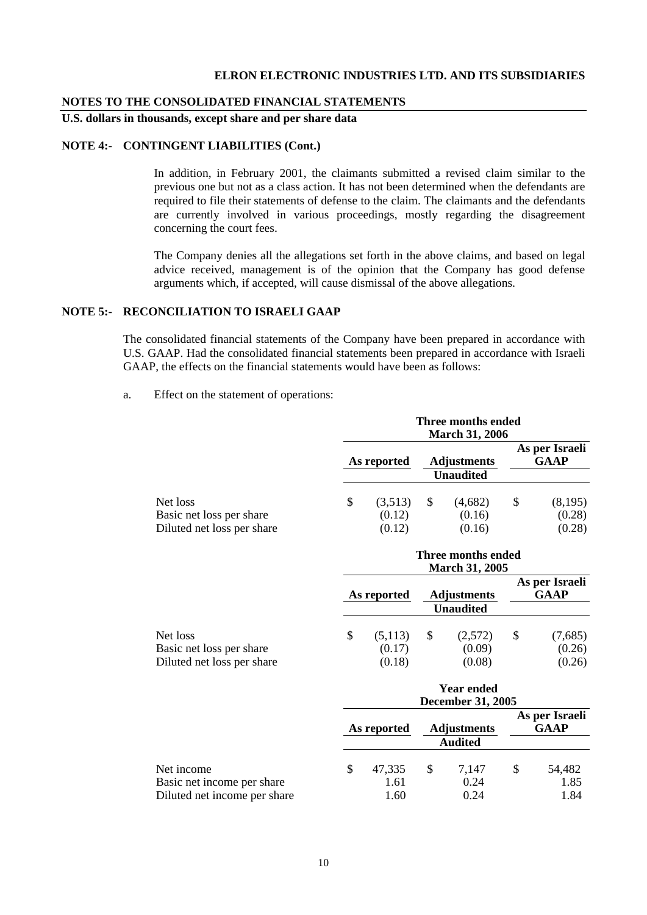## NOTES TO THE CONSOLIDATED FINANCIAL STATEMENTS

**U.S. dollars in thousands, except share and per share data**

### NOTE 4:- CONTINGENT LIABILITIES (Cont.)

In addition, in February 2001, the claimants submitted a revised claim similar to the previous one but not as a class action. It has not been determined when the defendants are required to file their statements of defense to the claim. The claimants and the defendants are currently involved in various proceedings, mostly regarding the disagreement concerning the court fees.

The Company denies all the allegations set forth in the above claims, and based on legal advice received, management is of the opinion that the Company has good defense arguments which, if accepted, will cause dismissal of the above allegations.

### NOTE 5:- RECONCILIATION TO ISRAELI GAAP

The consolidated financial statements of the Company have been prepared in accordance with U.S. GAAP. Had the consolidated financial statements been prepared in accordance with Israeli GAAP, the effects on the financial statements would have been as follows:

a. Effect on the statement of operations:

| | Three months ended March 31, 2006 | | |
|---|---|---|---|
| | As reported | Adjustments | As per Israeli GAAP |
| | | Unaudited | |
| Net loss | $ (3,513) | $ (4,682) | $ (8,195) |
| Basic net loss per share | (0.12) | (0.16) | (0.28) |
| Diluted net loss per share | (0.12) | (0.16) | (0.28) |

| | Three months ended March 31, 2005 | | |
|---|---|---|---|
| | As reported | Adjustments | As per Israeli GAAP |
| | | Unaudited | |
| Net loss | $ (5,113) | $ (2,572) | $ (7,685) |
| Basic net loss per share | (0.17) | (0.09) | (0.26) |
| Diluted net loss per share | (0.18) | (0.08) | (0.26) |

| | Year ended December 31, 2005 | | |
|---|---|---|---|
| | As reported | Adjustments | As per Israeli GAAP |
| | | Audited | |
| Net income | $ 47,335 | $ 7,147 | $ 54,482 |
| Basic net income per share | 1.61 | 0.24 | 1.85 |
| Diluted net income per share | 1.60 | 0.24 | 1.84 |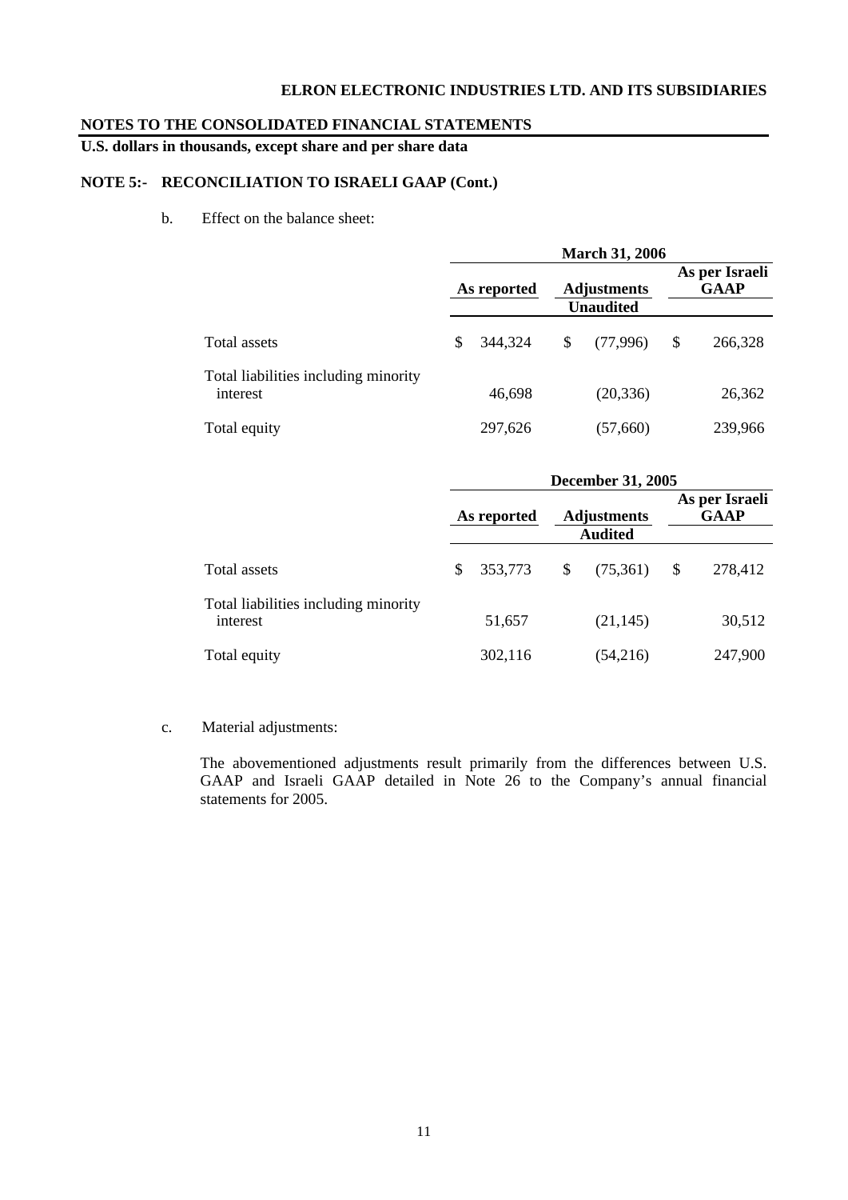**ELRON ELECTRONIC INDUSTRIES LTD. AND ITS SUBSIDIARIES**

**NOTES TO THE CONSOLIDATED FINANCIAL STATEMENTS**

**U.S. dollars in thousands, except share and per share data**

**NOTE 5:- RECONCILIATION TO ISRAELI GAAP (Cont.)**

b. Effect on the balance sheet:

| | March 31, 2006 | | |
|---|---|---|---|
| | As reported | Adjustments | As per Israeli GAAP |
| | | Unaudited | |
| Total assets | $ 344,324 | $ (77,996) | $ 266,328 |
| Total liabilities including minority interest | 46,698 | (20,336) | 26,362 |
| Total equity | 297,626 | (57,660) | 239,966 |

| | December 31, 2005 | | |
|---|---|---|---|
| | As reported | Adjustments | As per Israeli GAAP |
| | | Audited | |
| Total assets | $ 353,773 | $ (75,361) | $ 278,412 |
| Total liabilities including minority interest | 51,657 | (21,145) | 30,512 |
| Total equity | 302,116 | (54,216) | 247,900 |

c. Material adjustments:

The abovementioned adjustments result primarily from the differences between U.S. GAAP and Israeli GAAP detailed in Note 26 to the Company's annual financial statements for 2005.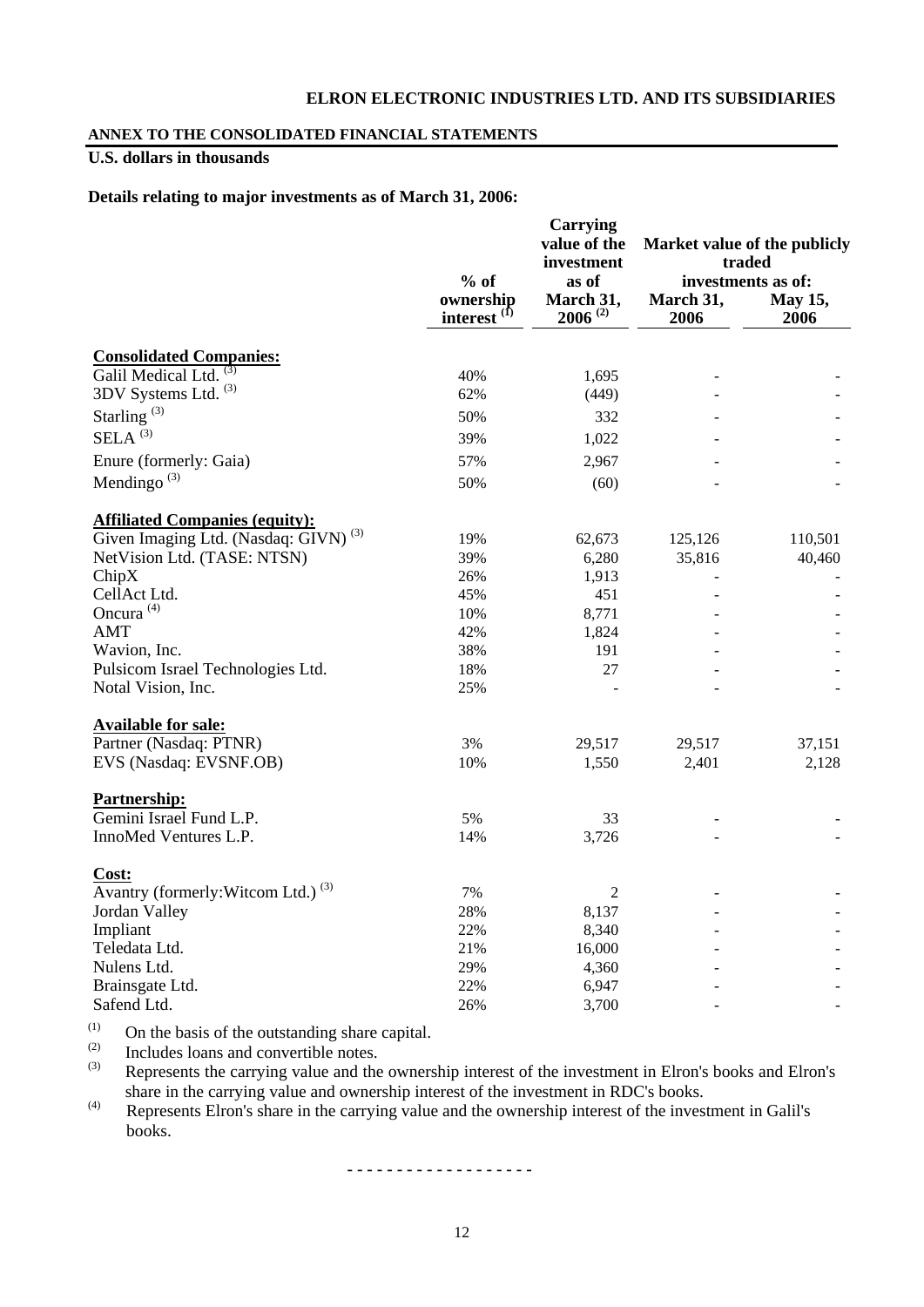**ELRON ELECTRONIC INDUSTRIES LTD. AND ITS SUBSIDIARIES**

**ANNEX TO THE CONSOLIDATED FINANCIAL STATEMENTS**

**U.S. dollars in thousands**

**Details relating to major investments as of March 31, 2006:**

| | % of ownership interest [(1)] | Carrying value of the investment as of March 31, 2006 [(2)] | Market value of the publicly traded investments as of: | |
|---|---|---|---|---|
| | | | March 31, 2006 | May 15, 2006 |
| **Consolidated Companies:** | | | | |
| Galil Medical Ltd. [(3)] | 40% | 1,695 | - | - |
| 3DV Systems Ltd. [(3)] | 62% | (449) | - | - |
| Starling [(3)] | 50% | 332 | - | - |
| SELA [(3)] | 39% | 1,022 | - | - |
| Enure (formerly: Gaia) | 57% | 2,967 | - | - |
| Mendingo [(3)] | 50% | (60) | - | - |
| **Affiliated Companies (equity):** | | | | |
| Given Imaging Ltd. (Nasdaq: GIVN) [(3)] | 19% | 62,673 | 125,126 | 110,501 |
| NetVision Ltd. (TASE: NTSN) | 39% | 6,280 | 35,816 | 40,460 |
| ChipX | 26% | 1,913 | - | - |
| CellAct Ltd. | 45% | 451 | - | - |
| Oncura [(4)] | 10% | 8,771 | - | - |
| AMT | 42% | 1,824 | - | - |
| Wavion, Inc. | 38% | 191 | - | - |
| Pulsicom Israel Technologies Ltd. | 18% | 27 | - | - |
| Notal Vision, Inc. | 25% | - | - | - |
| **Available for sale:** | | | | |
| Partner (Nasdaq: PTNR) | 3% | 29,517 | 29,517 | 37,151 |
| EVS (Nasdaq: EVSNF.OB) | 10% | 1,550 | 2,401 | 2,128 |
| **Partnership:** | | | | |
| Gemini Israel Fund L.P. | 5% | 33 | - | - |
| InnoMed Ventures L.P. | 14% | 3,726 | - | - |
| **Cost:** | | | | |
| Avantry (formerly:Witcom Ltd.) [(3)] | 7% | 2 | - | - |
| Jordan Valley | 28% | 8,137 | - | - |
| Impliant | 22% | 8,340 | - | - |
| Teledata Ltd. | 21% | 16,000 | - | - |
| Nulens Ltd. | 29% | 4,360 | - | - |
| Brainsgate Ltd. | 22% | 6,947 | - | - |
| Safend Ltd. | 26% | 3,700 | - | - |

(1) On the basis of the outstanding share capital.

(2) Includes loans and convertible notes.

(3) Represents the carrying value and the ownership interest of the investment in Elron's books and Elron's share in the carrying value and ownership interest of the investment in RDC's books.

(4) Represents Elron's share in the carrying value and the ownership interest of the investment in Galil's books.

- - - - - - - - - - - - - - - - - -